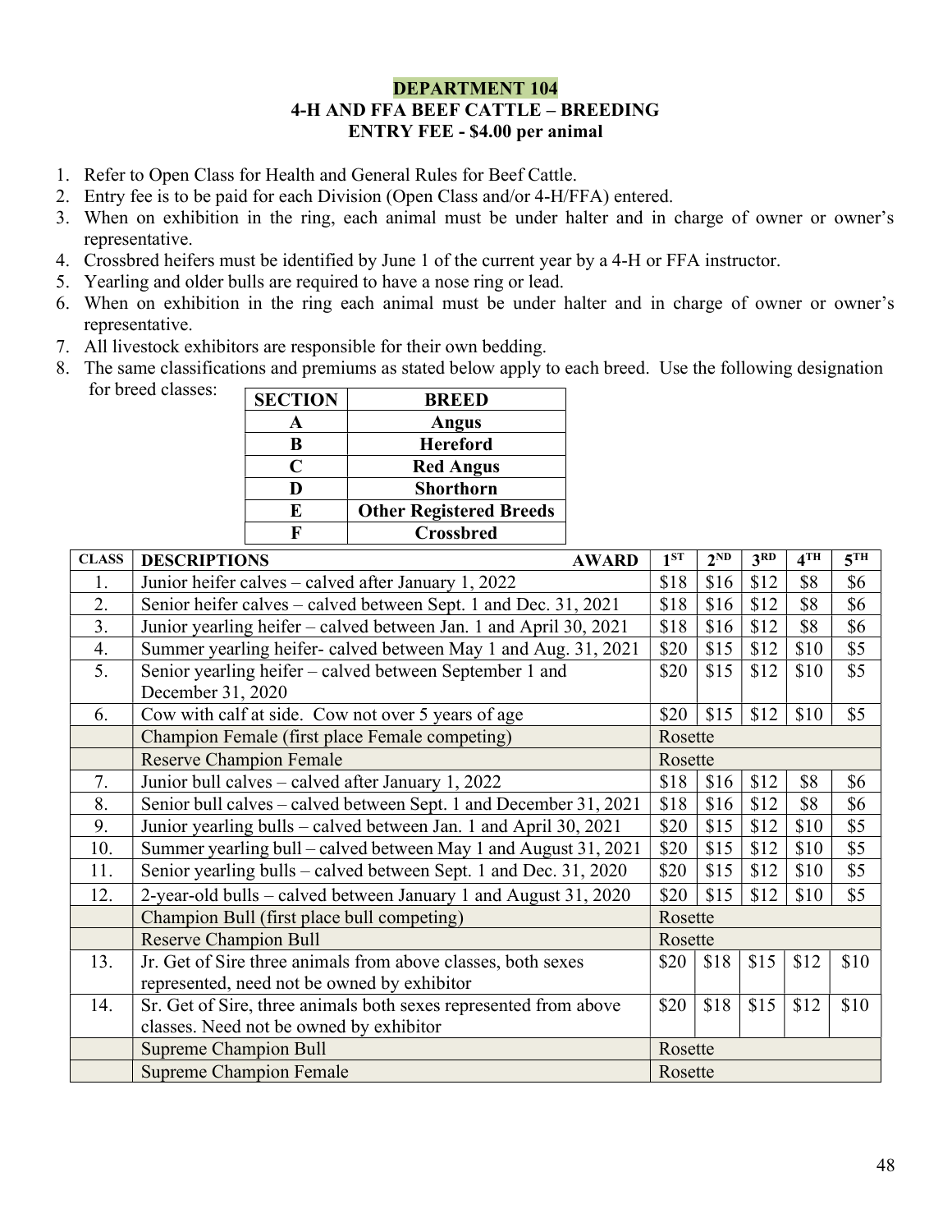# DEPARTMENT 104
## 4-H AND FFA BEEF CATTLE – BREEDING
### ENTRY FEE - $4.00 per animal

1. Refer to Open Class for Health and General Rules for Beef Cattle.
2. Entry fee is to be paid for each Division (Open Class and/or 4-H/FFA) entered.
3. When on exhibition in the ring, each animal must be under halter and in charge of owner or owner's representative.
4. Crossbred heifers must be identified by June 1 of the current year by a 4-H or FFA instructor.
5. Yearling and older bulls are required to have a nose ring or lead.
6. When on exhibition in the ring each animal must be under halter and in charge of owner or owner's representative.
7. All livestock exhibitors are responsible for their own bedding.
8. The same classifications and premiums as stated below apply to each breed. Use the following designation for breed classes:

| SECTION | BREED |
|---|---|
| A | Angus |
| B | Hereford |
| C | Red Angus |
| D | Shorthorn |
| E | Other Registered Breeds |
| F | Crossbred |

| CLASS | DESCRIPTIONS AWARD | 1ST | 2ND | 3RD | 4TH | 5TH |
|---|---|---|---|---|---|---|
| 1. | Junior heifer calves – calved after January 1, 2022 | $18 | $16 | $12 | $8 | $6 |
| 2. | Senior heifer calves – calved between Sept. 1 and Dec. 31, 2021 | $18 | $16 | $12 | $8 | $6 |
| 3. | Junior yearling heifer – calved between Jan. 1 and April 30, 2021 | $18 | $16 | $12 | $8 | $6 |
| 4. | Summer yearling heifer- calved between May 1 and Aug. 31, 2021 | $20 | $15 | $12 | $10 | $5 |
| 5. | Senior yearling heifer – calved between September 1 and December 31, 2020 | $20 | $15 | $12 | $10 | $5 |
| 6. | Cow with calf at side. Cow not over 5 years of age | $20 | $15 | $12 | $10 | $5 |
| | Champion Female (first place Female competing) | Rosette | | | | |
| | Reserve Champion Female | Rosette | | | | |
| 7. | Junior bull calves – calved after January 1, 2022 | $18 | $16 | $12 | $8 | $6 |
| 8. | Senior bull calves – calved between Sept. 1 and December 31, 2021 | $18 | $16 | $12 | $8 | $6 |
| 9. | Junior yearling bulls – calved between Jan. 1 and April 30, 2021 | $20 | $15 | $12 | $10 | $5 |
| 10. | Summer yearling bull – calved between May 1 and August 31, 2021 | $20 | $15 | $12 | $10 | $5 |
| 11. | Senior yearling bulls – calved between Sept. 1 and Dec. 31, 2020 | $20 | $15 | $12 | $10 | $5 |
| 12. | 2-year-old bulls – calved between January 1 and August 31, 2020 | $20 | $15 | $12 | $10 | $5 |
| | Champion Bull (first place bull competing) | Rosette | | | | |
| | Reserve Champion Bull | Rosette | | | | |
| 13. | Jr. Get of Sire three animals from above classes, both sexes represented, need not be owned by exhibitor | $20 | $18 | $15 | $12 | $10 |
| 14. | Sr. Get of Sire, three animals both sexes represented from above classes. Need not be owned by exhibitor | $20 | $18 | $15 | $12 | $10 |
| | Supreme Champion Bull | Rosette | | | | |
| | Supreme Champion Female | Rosette | | | | |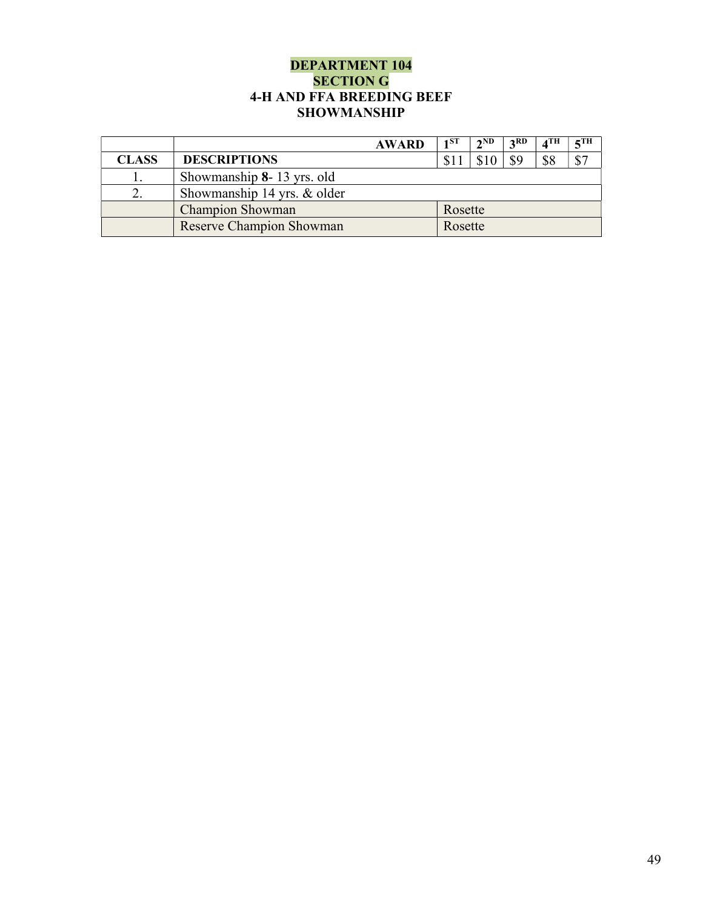# DEPARTMENT 104
# SECTION G
## 4-H AND FFA BREEDING BEEF
## SHOWMANSHIP

| | AWARD | 1ST | 2ND | 3RD | 4TH | 5TH |
|---|---|---|---|---|---|---|
| **CLASS** | **DESCRIPTIONS** | $11 | $10 | $9 | $8 | $7 |
| 1. | Showmanship **8**- 13 yrs. old | | | | | |
| 2. | Showmanship 14 yrs. & older | | | | | |
| | Champion Showman | Rosette | | | | |
| | Reserve Champion Showman | Rosette | | | | |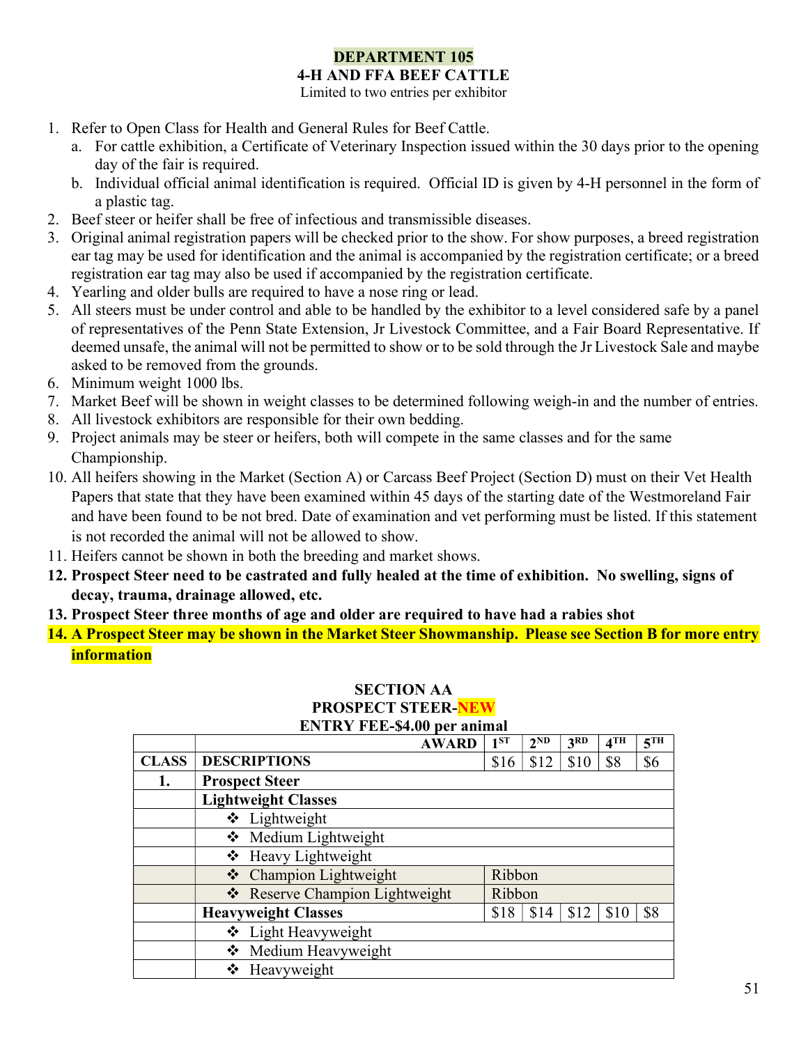# DEPARTMENT 105

## 4-H AND FFA BEEF CATTLE

Limited to two entries per exhibitor

1. Refer to Open Class for Health and General Rules for Beef Cattle.
   a. For cattle exhibition, a Certificate of Veterinary Inspection issued within the 30 days prior to the opening day of the fair is required.
   b. Individual official animal identification is required. Official ID is given by 4-H personnel in the form of a plastic tag.
2. Beef steer or heifer shall be free of infectious and transmissible diseases.
3. Original animal registration papers will be checked prior to the show. For show purposes, a breed registration ear tag may be used for identification and the animal is accompanied by the registration certificate; or a breed registration ear tag may also be used if accompanied by the registration certificate.
4. Yearling and older bulls are required to have a nose ring or lead.
5. All steers must be under control and able to be handled by the exhibitor to a level considered safe by a panel of representatives of the Penn State Extension, Jr Livestock Committee, and a Fair Board Representative. If deemed unsafe, the animal will not be permitted to show or to be sold through the Jr Livestock Sale and maybe asked to be removed from the grounds.
6. Minimum weight 1000 lbs.
7. Market Beef will be shown in weight classes to be determined following weigh-in and the number of entries.
8. All livestock exhibitors are responsible for their own bedding.
9. Project animals may be steer or heifers, both will compete in the same classes and for the same Championship.
10. All heifers showing in the Market (Section A) or Carcass Beef Project (Section D) must on their Vet Health Papers that state that they have been examined within 45 days of the starting date of the Westmoreland Fair and have been found to be not bred. Date of examination and vet performing must be listed. If this statement is not recorded the animal will not be allowed to show.
11. Heifers cannot be shown in both the breeding and market shows.
12. **Prospect Steer need to be castrated and fully healed at the time of exhibition. No swelling, signs of decay, trauma, drainage allowed, etc.**
13. **Prospect Steer three months of age and older are required to have had a rabies shot**
14. **A Prospect Steer may be shown in the Market Steer Showmanship. Please see Section B for more entry information**

### SECTION AA
### PROSPECT STEER-NEW
### ENTRY FEE-$4.00 per animal

| | AWARD | 1ST | 2ND | 3RD | 4TH | 5TH |
|---|---|---|---|---|---|---|
| **CLASS** | **DESCRIPTIONS** | $16 | $12 | $10 | $8 | $6 |
| **1.** | **Prospect Steer** | | | | | |
| | **Lightweight Classes** | | | | | |
| | ❖ Lightweight | | | | | |
| | ❖ Medium Lightweight | | | | | |
| | ❖ Heavy Lightweight | | | | | |
| | ❖ Champion Lightweight | Ribbon | | | | |
| | ❖ Reserve Champion Lightweight | Ribbon | | | | |
| | **Heavyweight Classes** | $18 | $14 | $12 | $10 | $8 |
| | ❖ Light Heavyweight | | | | | |
| | ❖ Medium Heavyweight | | | | | |
| | ❖ Heavyweight | | | | | |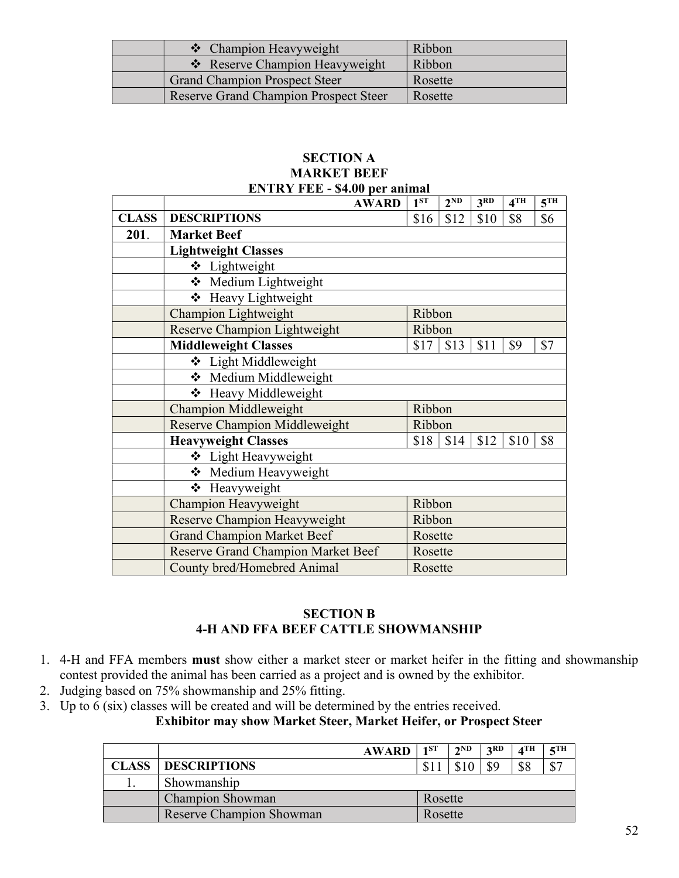| | | |
|---|---|---|
| | ❖ Champion Heavyweight | Ribbon |
| | ❖ Reserve Champion Heavyweight | Ribbon |
| | Grand Champion Prospect Steer | Rosette |
| | Reserve Grand Champion Prospect Steer | Rosette |

## SECTION A
## MARKET BEEF
## ENTRY FEE - $4.00 per animal

| | AWARD | 1ST | 2ND | 3RD | 4TH | 5TH |
|---|---|---|---|---|---|---|
| **CLASS** | **DESCRIPTIONS** | $16 | $12 | $10 | $8 | $6 |
| **201**. | **Market Beef** | | | | | |
| | **Lightweight Classes** | | | | | |
| | ❖ Lightweight | | | | | |
| | ❖ Medium Lightweight | | | | | |
| | ❖ Heavy Lightweight | | | | | |
| | Champion Lightweight | Ribbon | | | | |
| | Reserve Champion Lightweight | Ribbon | | | | |
| | **Middleweight Classes** | $17 | $13 | $11 | $9 | $7 |
| | ❖ Light Middleweight | | | | | |
| | ❖ Medium Middleweight | | | | | |
| | ❖ Heavy Middleweight | | | | | |
| | Champion Middleweight | Ribbon | | | | |
| | Reserve Champion Middleweight | Ribbon | | | | |
| | **Heavyweight Classes** | $18 | $14 | $12 | $10 | $8 |
| | ❖ Light Heavyweight | | | | | |
| | ❖ Medium Heavyweight | | | | | |
| | ❖ Heavyweight | | | | | |
| | Champion Heavyweight | Ribbon | | | | |
| | Reserve Champion Heavyweight | Ribbon | | | | |
| | Grand Champion Market Beef | Rosette | | | | |
| | Reserve Grand Champion Market Beef | Rosette | | | | |
| | County bred/Homebred Animal | Rosette | | | | |

## SECTION B
## 4-H AND FFA BEEF CATTLE SHOWMANSHIP

1. 4-H and FFA members **must** show either a market steer or market heifer in the fitting and showmanship contest provided the animal has been carried as a project and is owned by the exhibitor.
2. Judging based on 75% showmanship and 25% fitting.
3. Up to 6 (six) classes will be created and will be determined by the entries received.

**Exhibitor may show Market Steer, Market Heifer, or Prospect Steer**

| | AWARD | 1ST | 2ND | 3RD | 4TH | 5TH |
|---|---|---|---|---|---|---|
| **CLASS** | **DESCRIPTIONS** | $11 | $10 | $9 | $8 | $7 |
| 1. | Showmanship | | | | | |
| | Champion Showman | Rosette | | | | |
| | Reserve Champion Showman | Rosette | | | | |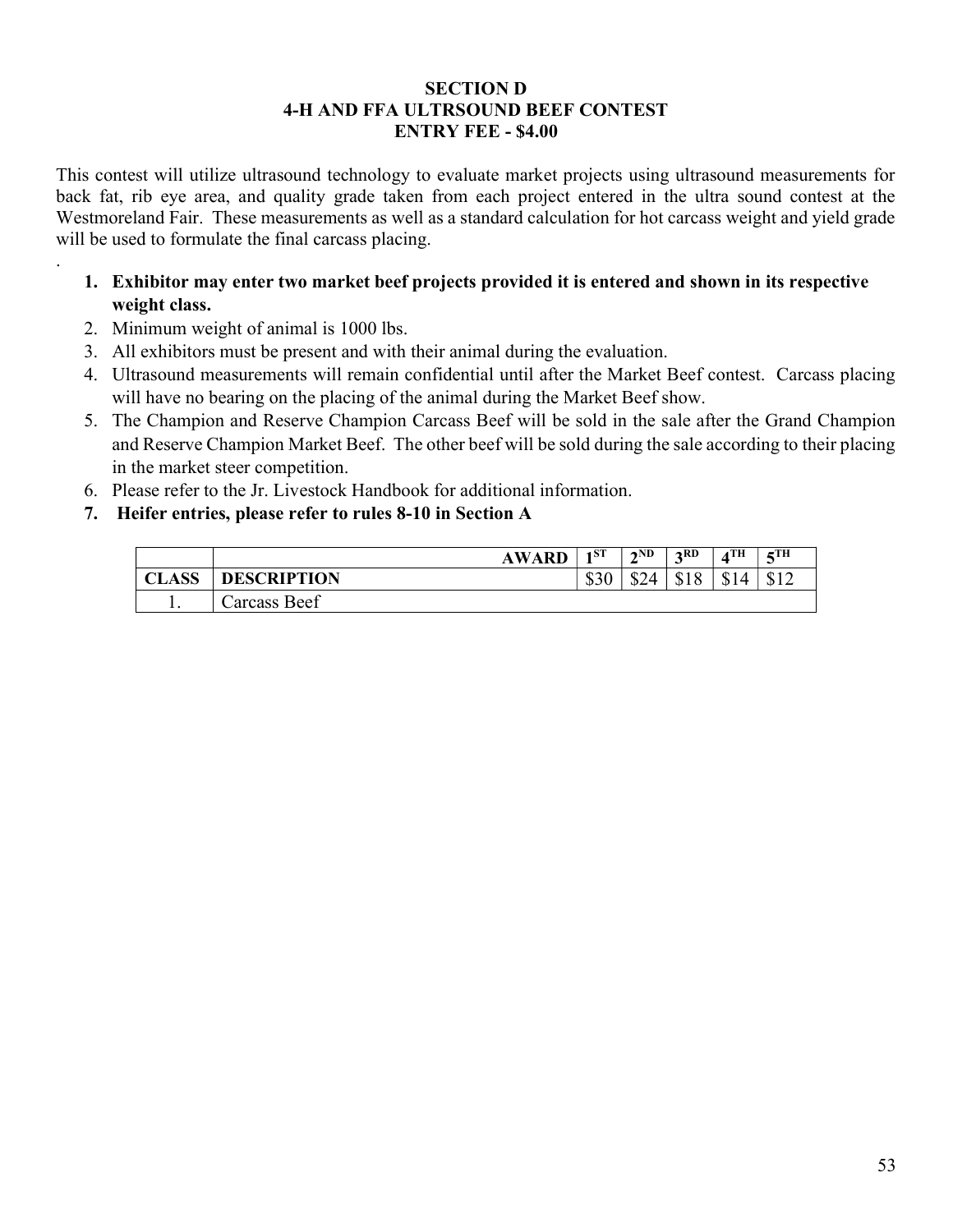**SECTION D**
**4-H AND FFA ULTRSOUND BEEF CONTEST**
**ENTRY FEE - $4.00**

This contest will utilize ultrasound technology to evaluate market projects using ultrasound measurements for back fat, rib eye area, and quality grade taken from each project entered in the ultra sound contest at the Westmoreland Fair. These measurements as well as a standard calculation for hot carcass weight and yield grade will be used to formulate the final carcass placing.

.

1. **Exhibitor may enter two market beef projects provided it is entered and shown in its respective weight class.**
2. Minimum weight of animal is 1000 lbs.
3. All exhibitors must be present and with their animal during the evaluation.
4. Ultrasound measurements will remain confidential until after the Market Beef contest. Carcass placing will have no bearing on the placing of the animal during the Market Beef show.
5. The Champion and Reserve Champion Carcass Beef will be sold in the sale after the Grand Champion and Reserve Champion Market Beef. The other beef will be sold during the sale according to their placing in the market steer competition.
6. Please refer to the Jr. Livestock Handbook for additional information.
7. **Heifer entries, please refer to rules 8-10 in Section A**

| | AWARD | 1ST | 2ND | 3RD | 4TH | 5TH |
|---|---|---|---|---|---|---|
| CLASS | DESCRIPTION | $30 | $24 | $18 | $14 | $12 |
| 1. | Carcass Beef | | | | | |